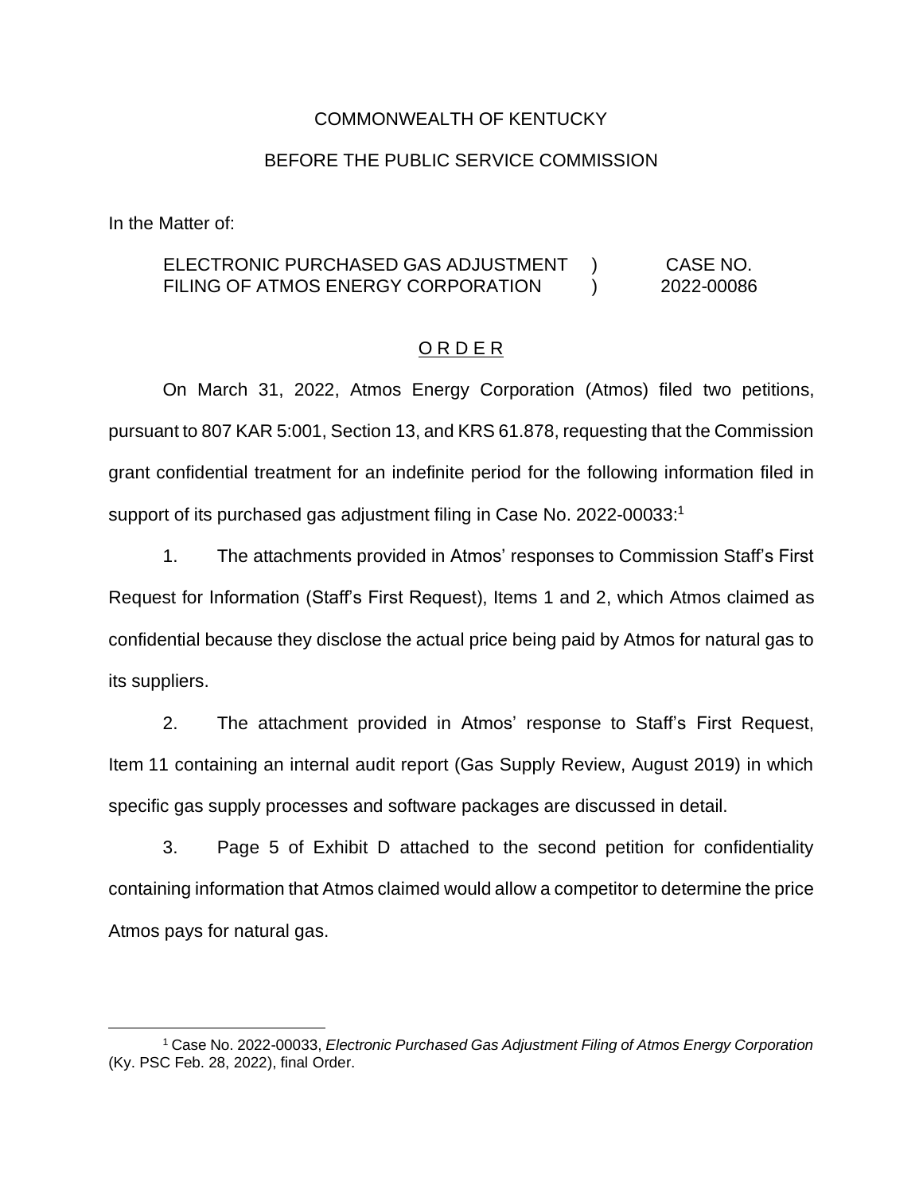COMMONWEALTH OF KENTUCKY

BEFORE THE PUBLIC SERVICE COMMISSION

In the Matter of:

| | | |
|---|---|---|
| ELECTRONIC PURCHASED GAS ADJUSTMENT FILING OF ATMOS ENERGY CORPORATION | ) ) | CASE NO. 2022-00086 |

## O R D E R

On March 31, 2022, Atmos Energy Corporation (Atmos) filed two petitions, pursuant to 807 KAR 5:001, Section 13, and KRS 61.878, requesting that the Commission grant confidential treatment for an indefinite period for the following information filed in support of its purchased gas adjustment filing in Case No. 2022-00033:[1]

1. The attachments provided in Atmos' responses to Commission Staff's First Request for Information (Staff's First Request), Items 1 and 2, which Atmos claimed as confidential because they disclose the actual price being paid by Atmos for natural gas to its suppliers.

2. The attachment provided in Atmos' response to Staff's First Request, Item 11 containing an internal audit report (Gas Supply Review, August 2019) in which specific gas supply processes and software packages are discussed in detail.

3. Page 5 of Exhibit D attached to the second petition for confidentiality containing information that Atmos claimed would allow a competitor to determine the price Atmos pays for natural gas.

---

[1] Case No. 2022-00033, *Electronic Purchased Gas Adjustment Filing of Atmos Energy Corporation* (Ky. PSC Feb. 28, 2022), final Order.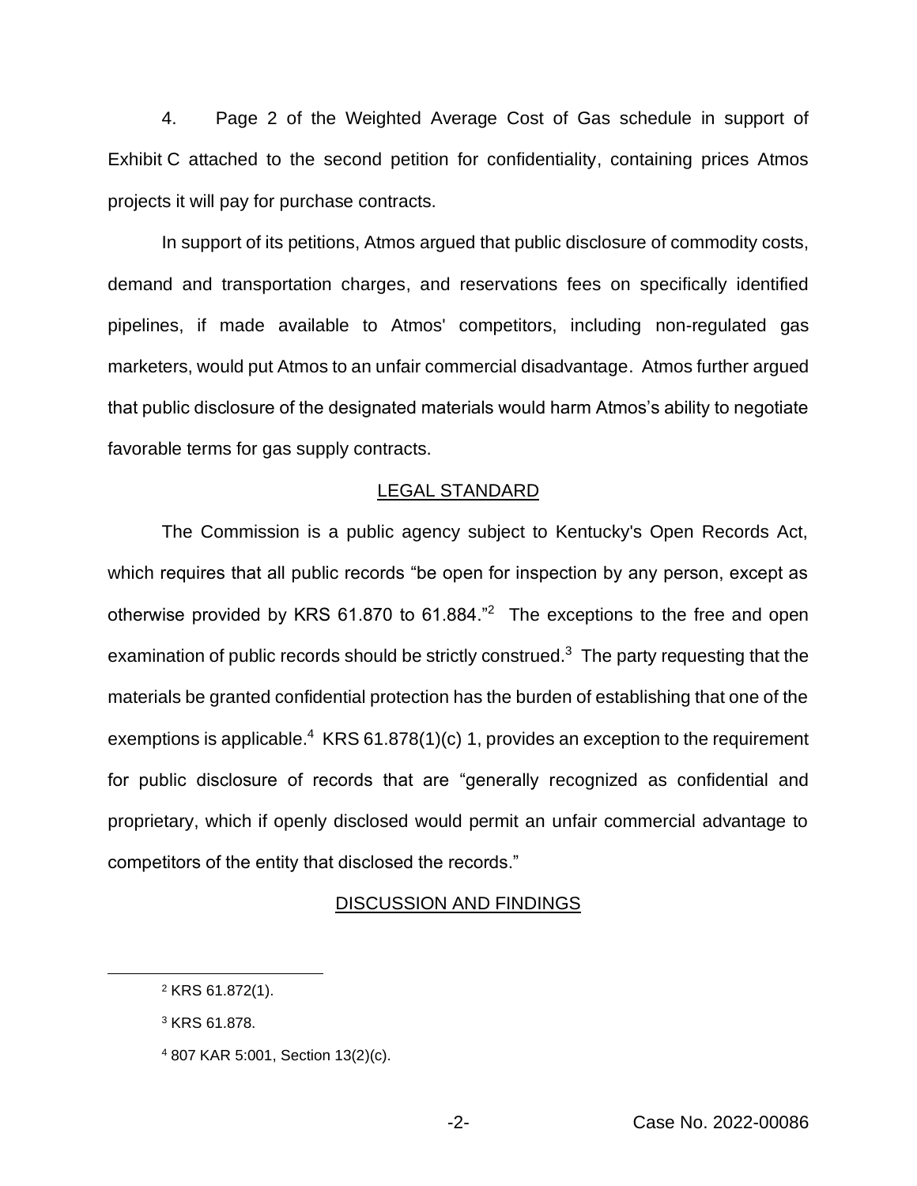4. Page 2 of the Weighted Average Cost of Gas schedule in support of Exhibit C attached to the second petition for confidentiality, containing prices Atmos projects it will pay for purchase contracts.

In support of its petitions, Atmos argued that public disclosure of commodity costs, demand and transportation charges, and reservations fees on specifically identified pipelines, if made available to Atmos' competitors, including non-regulated gas marketers, would put Atmos to an unfair commercial disadvantage. Atmos further argued that public disclosure of the designated materials would harm Atmos's ability to negotiate favorable terms for gas supply contracts.

## LEGAL STANDARD

The Commission is a public agency subject to Kentucky's Open Records Act, which requires that all public records "be open for inspection by any person, except as otherwise provided by KRS 61.870 to 61.884."[2] The exceptions to the free and open examination of public records should be strictly construed.[3] The party requesting that the materials be granted confidential protection has the burden of establishing that one of the exemptions is applicable.[4] KRS 61.878(1)(c) 1, provides an exception to the requirement for public disclosure of records that are "generally recognized as confidential and proprietary, which if openly disclosed would permit an unfair commercial advantage to competitors of the entity that disclosed the records."

## DISCUSSION AND FINDINGS

[2] KRS 61.872(1).

[3] KRS 61.878.

[4] 807 KAR 5:001, Section 13(2)(c).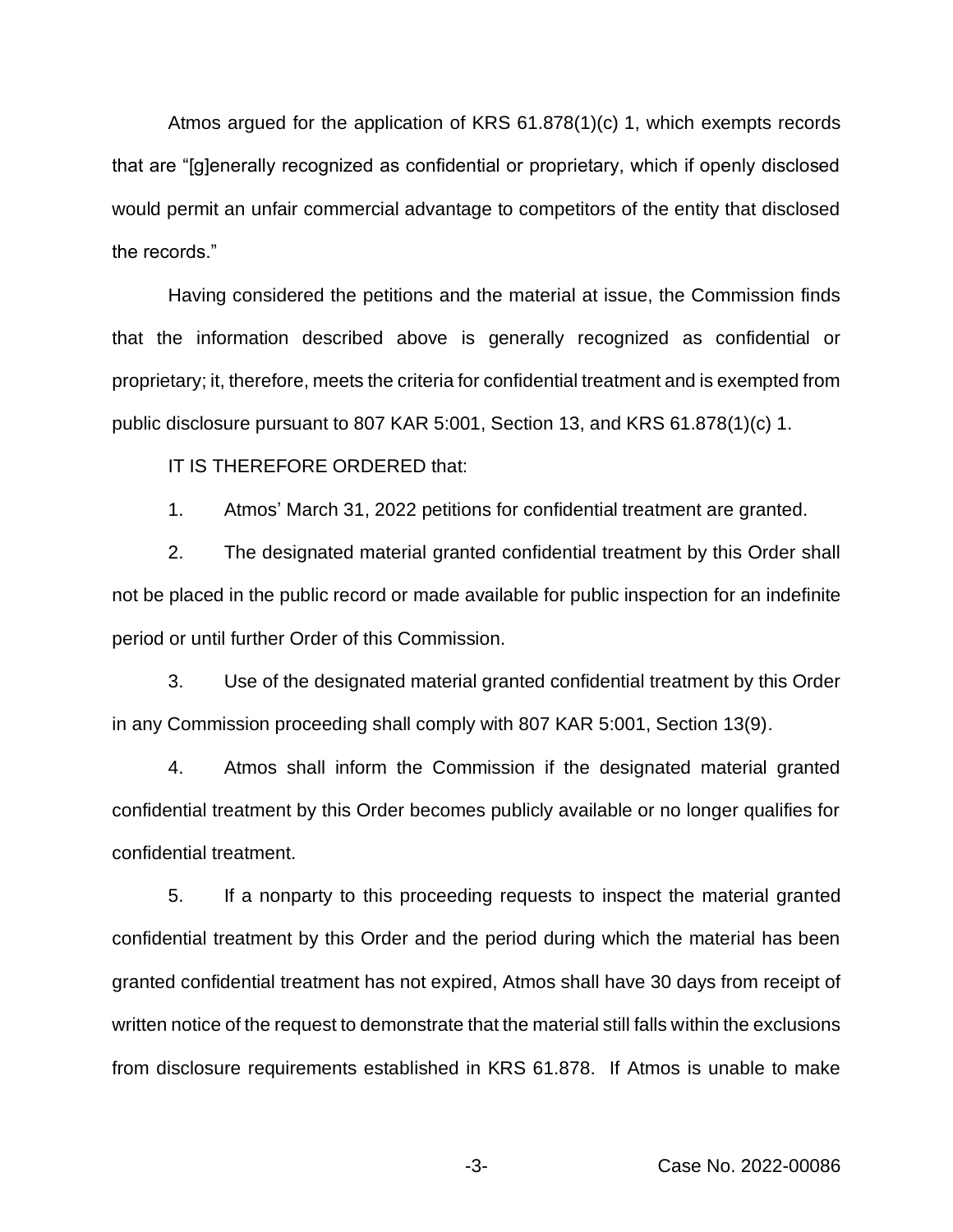Atmos argued for the application of KRS 61.878(1)(c) 1, which exempts records that are "[g]enerally recognized as confidential or proprietary, which if openly disclosed would permit an unfair commercial advantage to competitors of the entity that disclosed the records."

Having considered the petitions and the material at issue, the Commission finds that the information described above is generally recognized as confidential or proprietary; it, therefore, meets the criteria for confidential treatment and is exempted from public disclosure pursuant to 807 KAR 5:001, Section 13, and KRS 61.878(1)(c) 1.

IT IS THEREFORE ORDERED that:

1. Atmos' March 31, 2022 petitions for confidential treatment are granted.

2. The designated material granted confidential treatment by this Order shall not be placed in the public record or made available for public inspection for an indefinite period or until further Order of this Commission.

3. Use of the designated material granted confidential treatment by this Order in any Commission proceeding shall comply with 807 KAR 5:001, Section 13(9).

4. Atmos shall inform the Commission if the designated material granted confidential treatment by this Order becomes publicly available or no longer qualifies for confidential treatment.

5. If a nonparty to this proceeding requests to inspect the material granted confidential treatment by this Order and the period during which the material has been granted confidential treatment has not expired, Atmos shall have 30 days from receipt of written notice of the request to demonstrate that the material still falls within the exclusions from disclosure requirements established in KRS 61.878. If Atmos is unable to make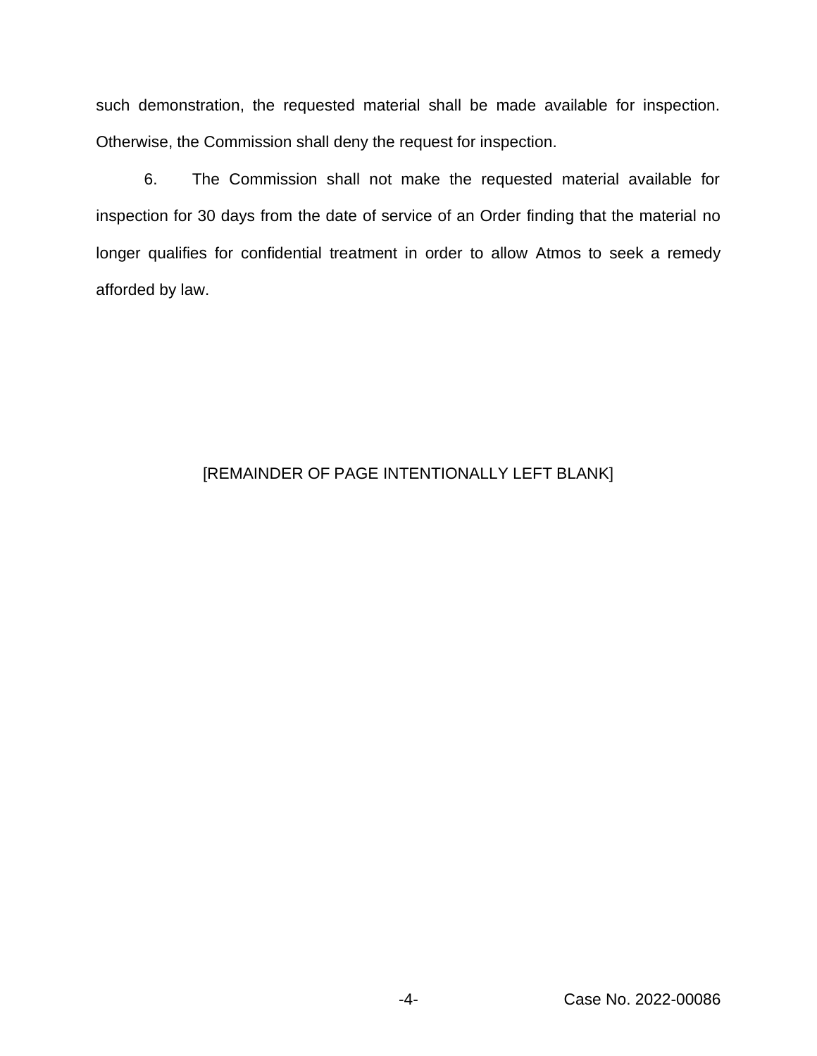such demonstration, the requested material shall be made available for inspection. Otherwise, the Commission shall deny the request for inspection.

6. The Commission shall not make the requested material available for inspection for 30 days from the date of service of an Order finding that the material no longer qualifies for confidential treatment in order to allow Atmos to seek a remedy afforded by law.

[REMAINDER OF PAGE INTENTIONALLY LEFT BLANK]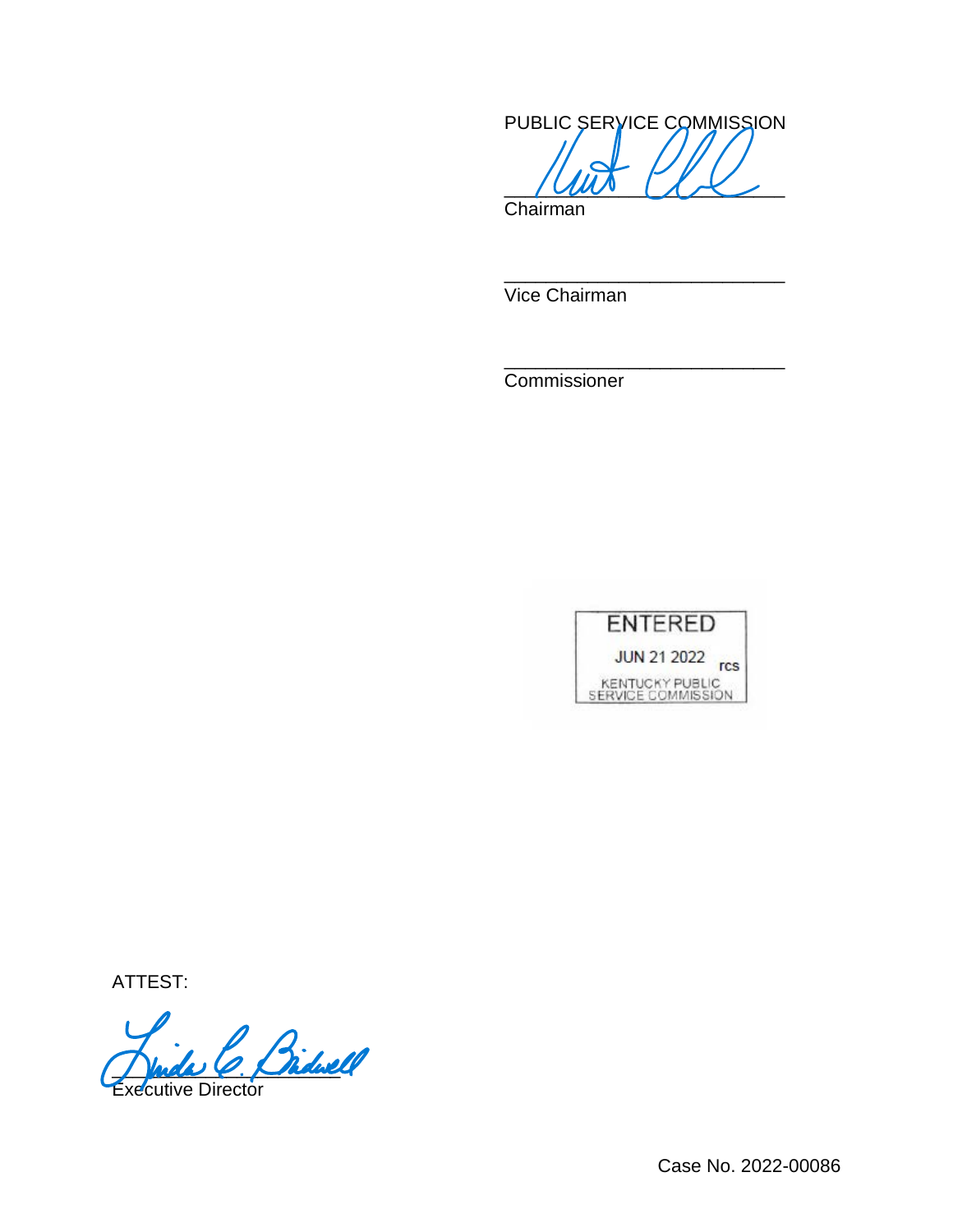PUBLIC SERVICE COMMISSION

\_\_\_\_\_\_\_\_\_\_\_\_\_\_\_\_\_\_\_\_\_\_\_\_\_\_\_\_
Chairman

\_\_\_\_\_\_\_\_\_\_\_\_\_\_\_\_\_\_\_\_\_\_\_\_\_\_\_\_
Vice Chairman

\_\_\_\_\_\_\_\_\_\_\_\_\_\_\_\_\_\_\_\_\_\_\_\_\_\_\_\_
Commissioner

ENTERED
JUN 21 2022 rcs
KENTUCKY PUBLIC SERVICE COMMISSION

ATTEST:

\_\_\_\_\_\_\_\_\_\_\_\_\_\_\_\_\_\_\_\_\_\_\_\_\_\_\_\_
Executive Director

Case No. 2022-00086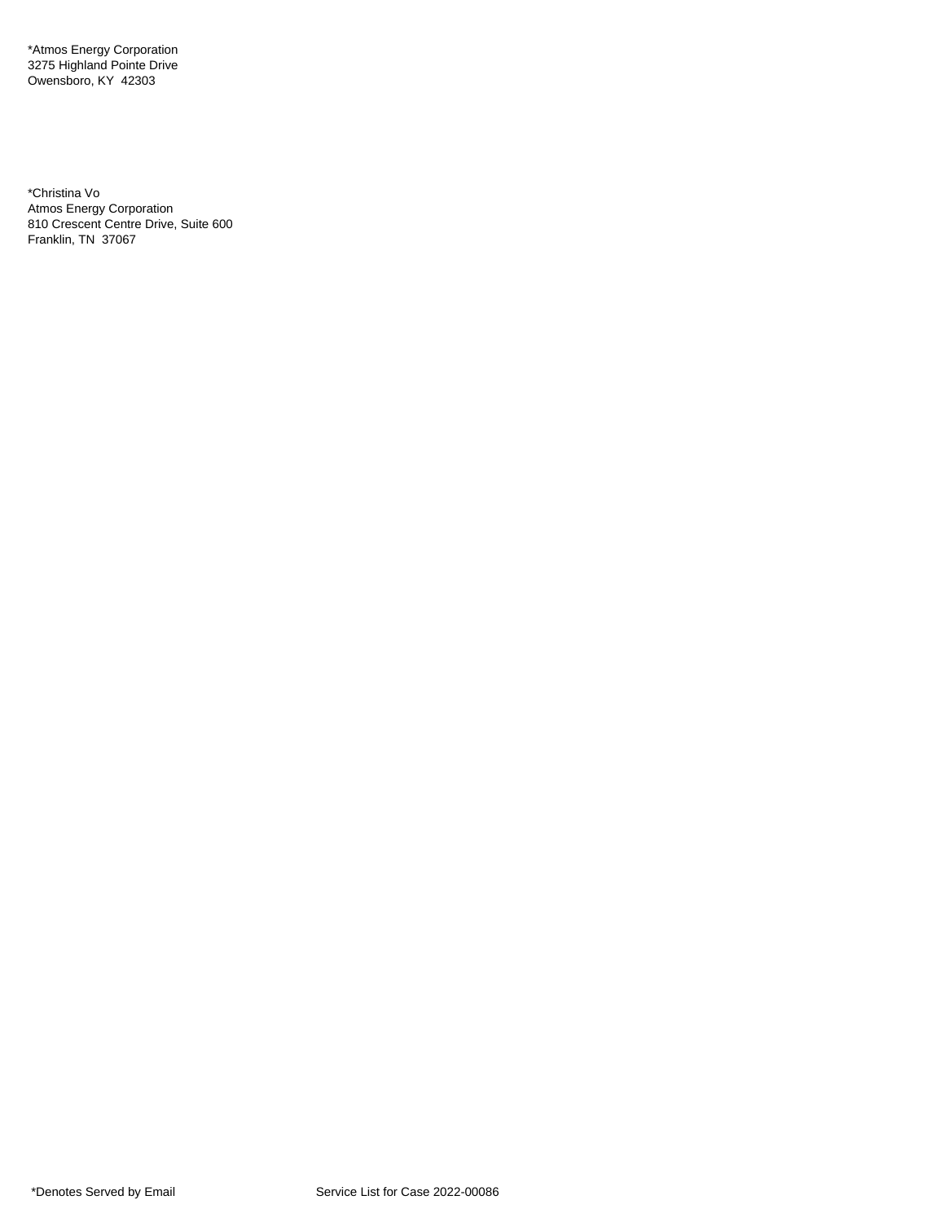*Atmos Energy Corporation
3275 Highland Pointe Drive
Owensboro, KY  42303

*Christina Vo
Atmos Energy Corporation
810 Crescent Centre Drive, Suite 600
Franklin, TN  37067

*Denotes Served by Email

Service List for Case 2022-00086